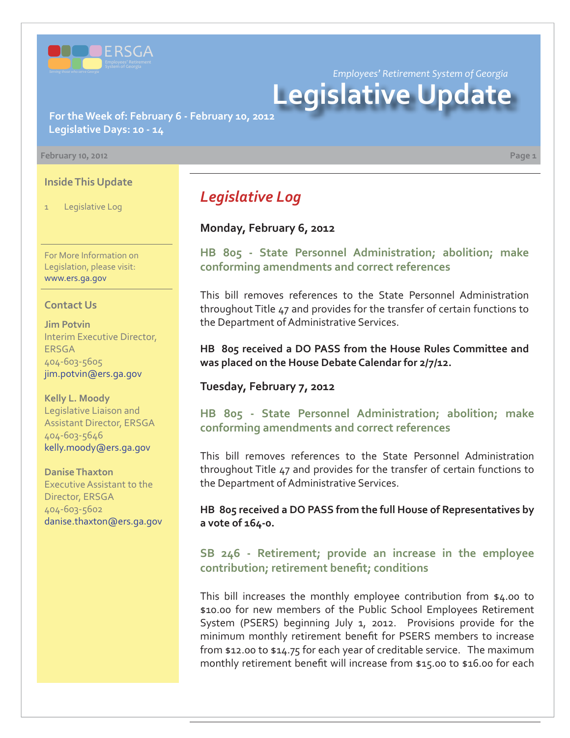ERSGA

*Employees' Retirement System of Georgia*

# Legislative Update

**For the Week of: February 6 - February 10, 2012**
**Legislative Days: 10 - 14**

**February 10, 2012**

### Inside This Update

1 Legislative Log

For More Information on Legislation, please visit: www.ers.ga.gov

### Contact Us

**Jim Potvin**
Interim Executive Director, ERSGA
404-603-5605
jim.potvin@ers.ga.gov

**Kelly L. Moody**
Legislative Liaison and Assistant Director, ERSGA
404-603-5646
kelly.moody@ers.ga.gov

**Danise Thaxton**
Executive Assistant to the Director, ERSGA
404-603-5602
danise.thaxton@ers.ga.gov

## *Legislative Log*

### Monday, February 6, 2012

#### HB 805 - State Personnel Administration; abolition; make conforming amendments and correct references

This bill removes references to the State Personnel Administration throughout Title 47 and provides for the transfer of certain functions to the Department of Administrative Services.

**HB 805 received a DO PASS from the House Rules Committee and was placed on the House Debate Calendar for 2/7/12.**

### Tuesday, February 7, 2012

#### HB 805 - State Personnel Administration; abolition; make conforming amendments and correct references

This bill removes references to the State Personnel Administration throughout Title 47 and provides for the transfer of certain functions to the Department of Administrative Services.

**HB 805 received a DO PASS from the full House of Representatives by a vote of 164-0.**

#### SB 246 - Retirement; provide an increase in the employee contribution; retirement benefit; conditions

This bill increases the monthly employee contribution from $4.00 to $10.00 for new members of the Public School Employees Retirement System (PSERS) beginning July 1, 2012. Provisions provide for the minimum monthly retirement benefit for PSERS members to increase from $12.00 to $14.75 for each year of creditable service. The maximum monthly retirement benefit will increase from $15.00 to $16.00 for each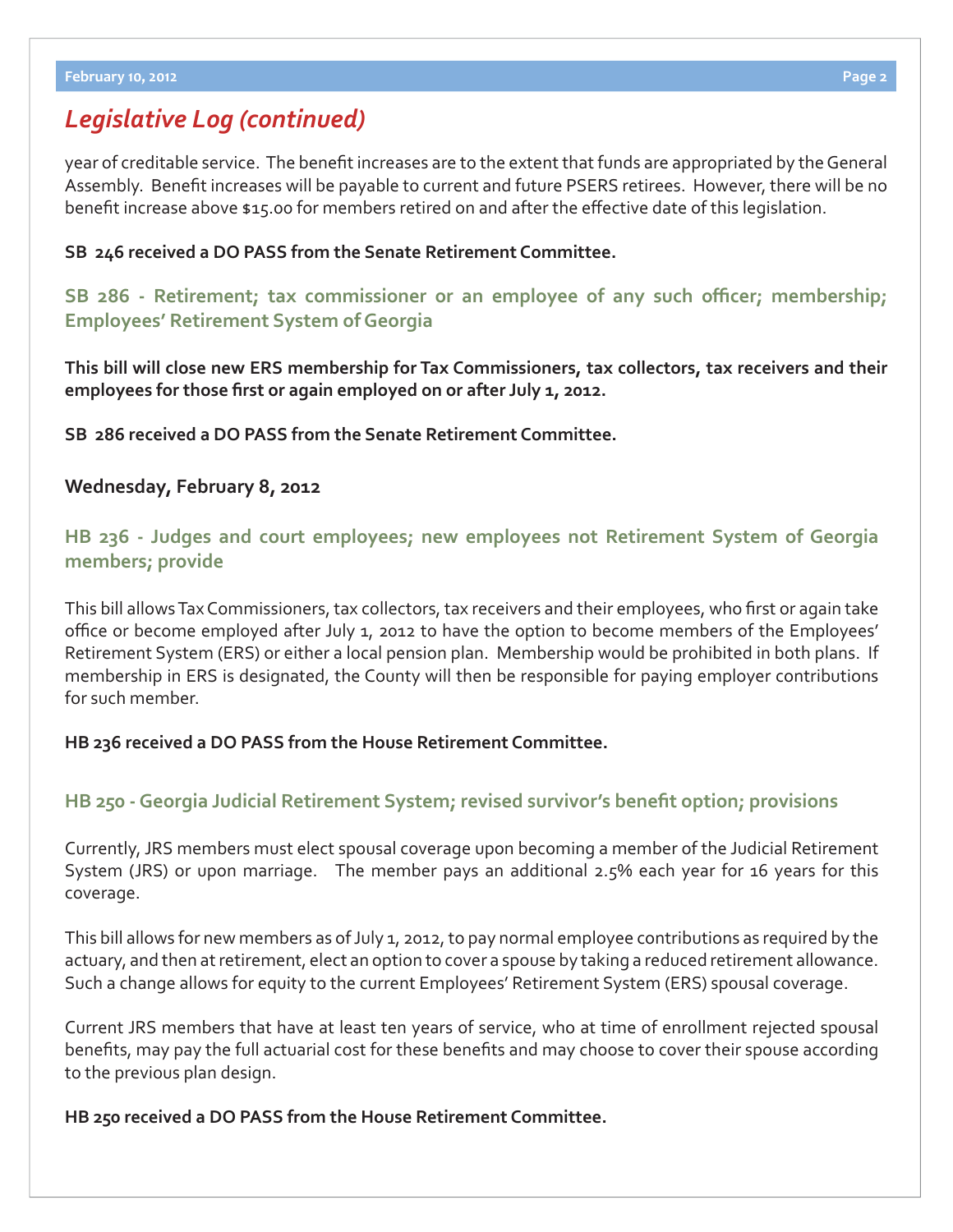## *Legislative Log (continued)*

year of creditable service. The benefit increases are to the extent that funds are appropriated by the General Assembly. Benefit increases will be payable to current and future PSERS retirees. However, there will be no benefit increase above $15.00 for members retired on and after the effective date of this legislation.

**SB 246 received a DO PASS from the Senate Retirement Committee.**

### SB 286 - Retirement; tax commissioner or an employee of any such officer; membership; Employees' Retirement System of Georgia

**This bill will close new ERS membership for Tax Commissioners, tax collectors, tax receivers and their employees for those first or again employed on or after July 1, 2012.**

**SB 286 received a DO PASS from the Senate Retirement Committee.**

**Wednesday, February 8, 2012**

### HB 236 - Judges and court employees; new employees not Retirement System of Georgia members; provide

This bill allows Tax Commissioners, tax collectors, tax receivers and their employees, who first or again take office or become employed after July 1, 2012 to have the option to become members of the Employees' Retirement System (ERS) or either a local pension plan. Membership would be prohibited in both plans. If membership in ERS is designated, the County will then be responsible for paying employer contributions for such member.

**HB 236 received a DO PASS from the House Retirement Committee.**

### HB 250 - Georgia Judicial Retirement System; revised survivor's benefit option; provisions

Currently, JRS members must elect spousal coverage upon becoming a member of the Judicial Retirement System (JRS) or upon marriage. The member pays an additional 2.5% each year for 16 years for this coverage.

This bill allows for new members as of July 1, 2012, to pay normal employee contributions as required by the actuary, and then at retirement, elect an option to cover a spouse by taking a reduced retirement allowance. Such a change allows for equity to the current Employees' Retirement System (ERS) spousal coverage.

Current JRS members that have at least ten years of service, who at time of enrollment rejected spousal benefits, may pay the full actuarial cost for these benefits and may choose to cover their spouse according to the previous plan design.

**HB 250 received a DO PASS from the House Retirement Committee.**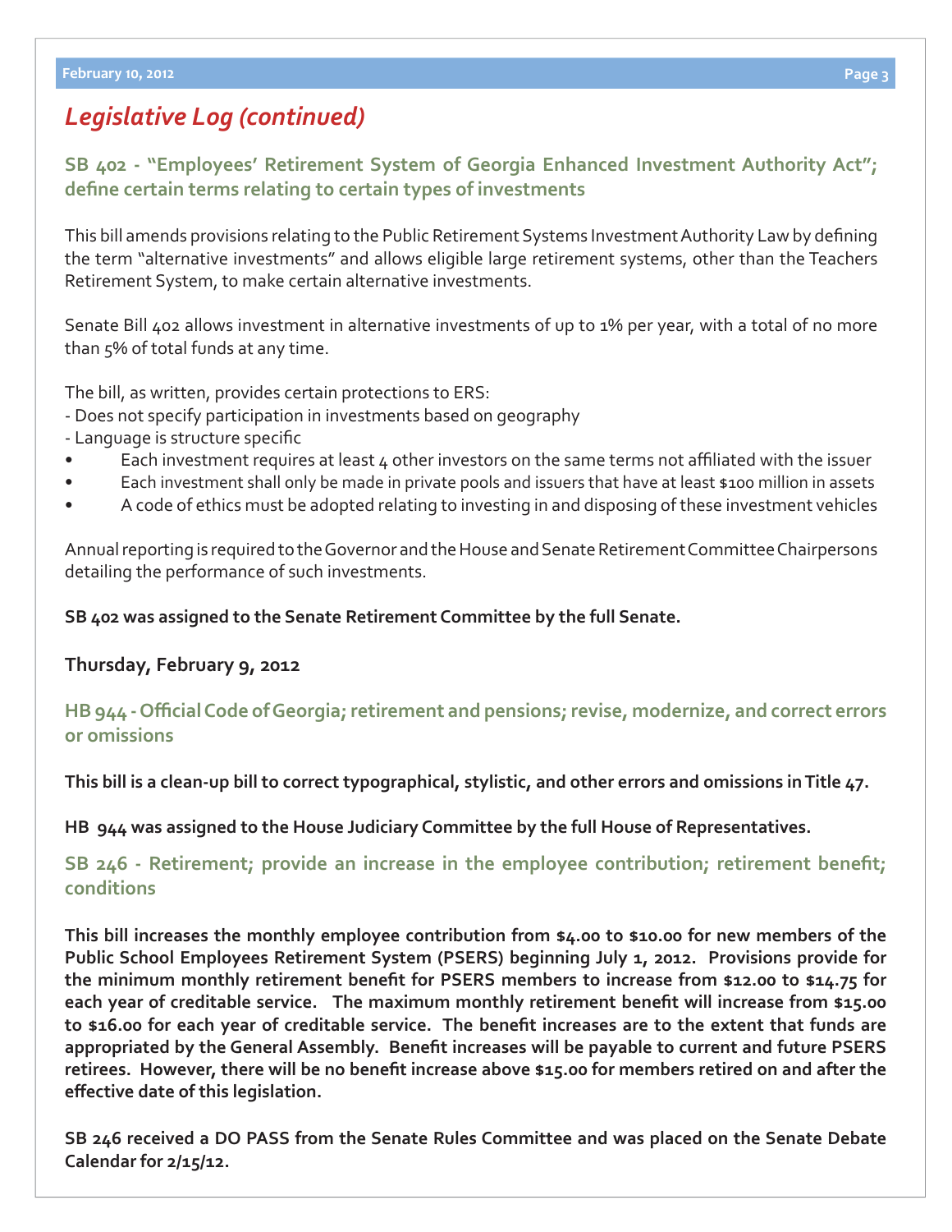## *Legislative Log (continued)*

### SB 402 - "Employees' Retirement System of Georgia Enhanced Investment Authority Act"; define certain terms relating to certain types of investments

This bill amends provisions relating to the Public Retirement Systems Investment Authority Law by defining the term "alternative investments" and allows eligible large retirement systems, other than the Teachers Retirement System, to make certain alternative investments.

Senate Bill 402 allows investment in alternative investments of up to 1% per year, with a total of no more than 5% of total funds at any time.

The bill, as written, provides certain protections to ERS:
- Does not specify participation in investments based on geography
- Language is structure specific

- Each investment requires at least 4 other investors on the same terms not affiliated with the issuer
- Each investment shall only be made in private pools and issuers that have at least $100 million in assets
- A code of ethics must be adopted relating to investing in and disposing of these investment vehicles

Annual reporting is required to the Governor and the House and Senate Retirement Committee Chairpersons detailing the performance of such investments.

**SB 402 was assigned to the Senate Retirement Committee by the full Senate.**

**Thursday, February 9, 2012**

### HB 944 - Official Code of Georgia; retirement and pensions; revise, modernize, and correct errors or omissions

**This bill is a clean-up bill to correct typographical, stylistic, and other errors and omissions in Title 47.**

**HB 944 was assigned to the House Judiciary Committee by the full House of Representatives.**

### SB 246 - Retirement; provide an increase in the employee contribution; retirement benefit; conditions

**This bill increases the monthly employee contribution from $4.00 to $10.00 for new members of the Public School Employees Retirement System (PSERS) beginning July 1, 2012. Provisions provide for the minimum monthly retirement benefit for PSERS members to increase from $12.00 to $14.75 for each year of creditable service. The maximum monthly retirement benefit will increase from $15.00 to $16.00 for each year of creditable service. The benefit increases are to the extent that funds are appropriated by the General Assembly. Benefit increases will be payable to current and future PSERS retirees. However, there will be no benefit increase above $15.00 for members retired on and after the effective date of this legislation.**

**SB 246 received a DO PASS from the Senate Rules Committee and was placed on the Senate Debate Calendar for 2/15/12.**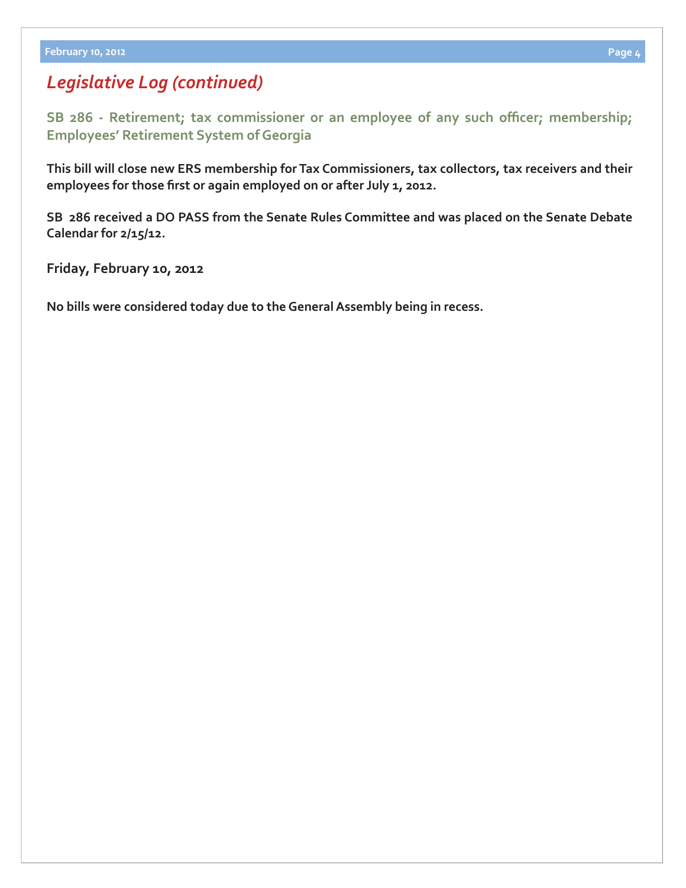## *Legislative Log (continued)*

### SB 286 - Retirement; tax commissioner or an employee of any such officer; membership; Employees' Retirement System of Georgia

**This bill will close new ERS membership for Tax Commissioners, tax collectors, tax receivers and their employees for those first or again employed on or after July 1, 2012.**

**SB 286 received a DO PASS from the Senate Rules Committee and was placed on the Senate Debate Calendar for 2/15/12.**

### Friday, February 10, 2012

**No bills were considered today due to the General Assembly being in recess.**